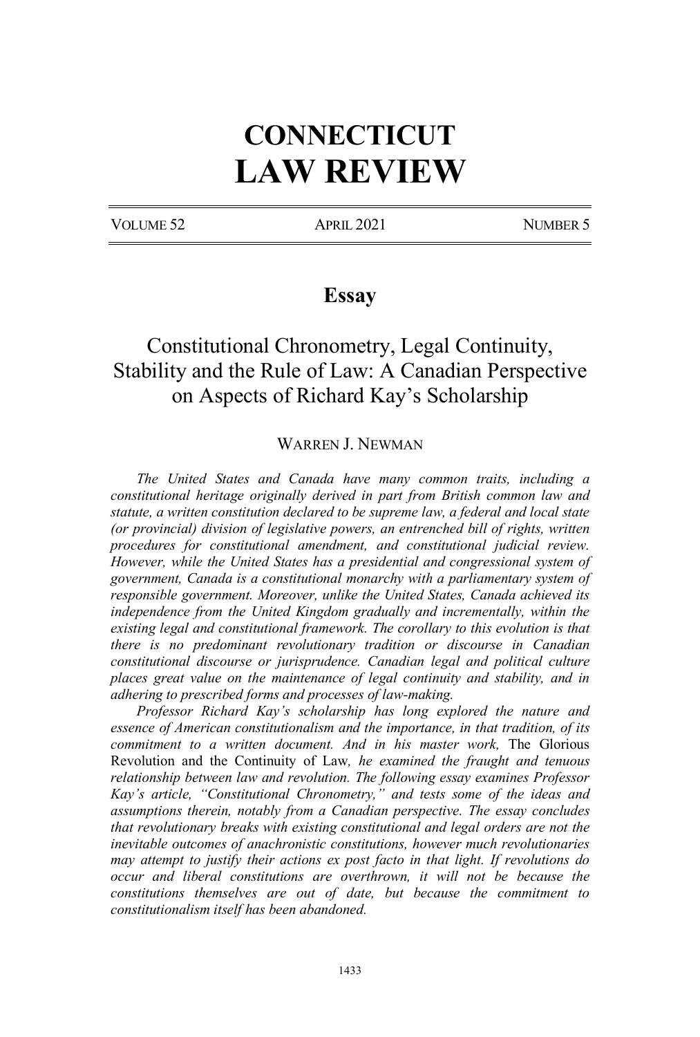# CONNECTICUT LAW REVIEW

VOLUME 52 | APRIL 2021 | NUMBER 5

## Essay

# Constitutional Chronometry, Legal Continuity, Stability and the Rule of Law: A Canadian Perspective on Aspects of Richard Kay's Scholarship

WARREN J. NEWMAN

*The United States and Canada have many common traits, including a constitutional heritage originally derived in part from British common law and statute, a written constitution declared to be supreme law, a federal and local state (or provincial) division of legislative powers, an entrenched bill of rights, written procedures for constitutional amendment, and constitutional judicial review. However, while the United States has a presidential and congressional system of government, Canada is a constitutional monarchy with a parliamentary system of responsible government. Moreover, unlike the United States, Canada achieved its independence from the United Kingdom gradually and incrementally, within the existing legal and constitutional framework. The corollary to this evolution is that there is no predominant revolutionary tradition or discourse in Canadian constitutional discourse or jurisprudence. Canadian legal and political culture places great value on the maintenance of legal continuity and stability, and in adhering to prescribed forms and processes of law-making.*

*Professor Richard Kay's scholarship has long explored the nature and essence of American constitutionalism and the importance, in that tradition, of its commitment to a written document. And in his master work,* The Glorious Revolution and the Continuity of Law, *he examined the fraught and tenuous relationship between law and revolution. The following essay examines Professor Kay's article, "Constitutional Chronometry," and tests some of the ideas and assumptions therein, notably from a Canadian perspective. The essay concludes that revolutionary breaks with existing constitutional and legal orders are not the inevitable outcomes of anachronistic constitutions, however much revolutionaries may attempt to justify their actions ex post facto in that light. If revolutions do occur and liberal constitutions are overthrown, it will not be because the constitutions themselves are out of date, but because the commitment to constitutionalism itself has been abandoned.*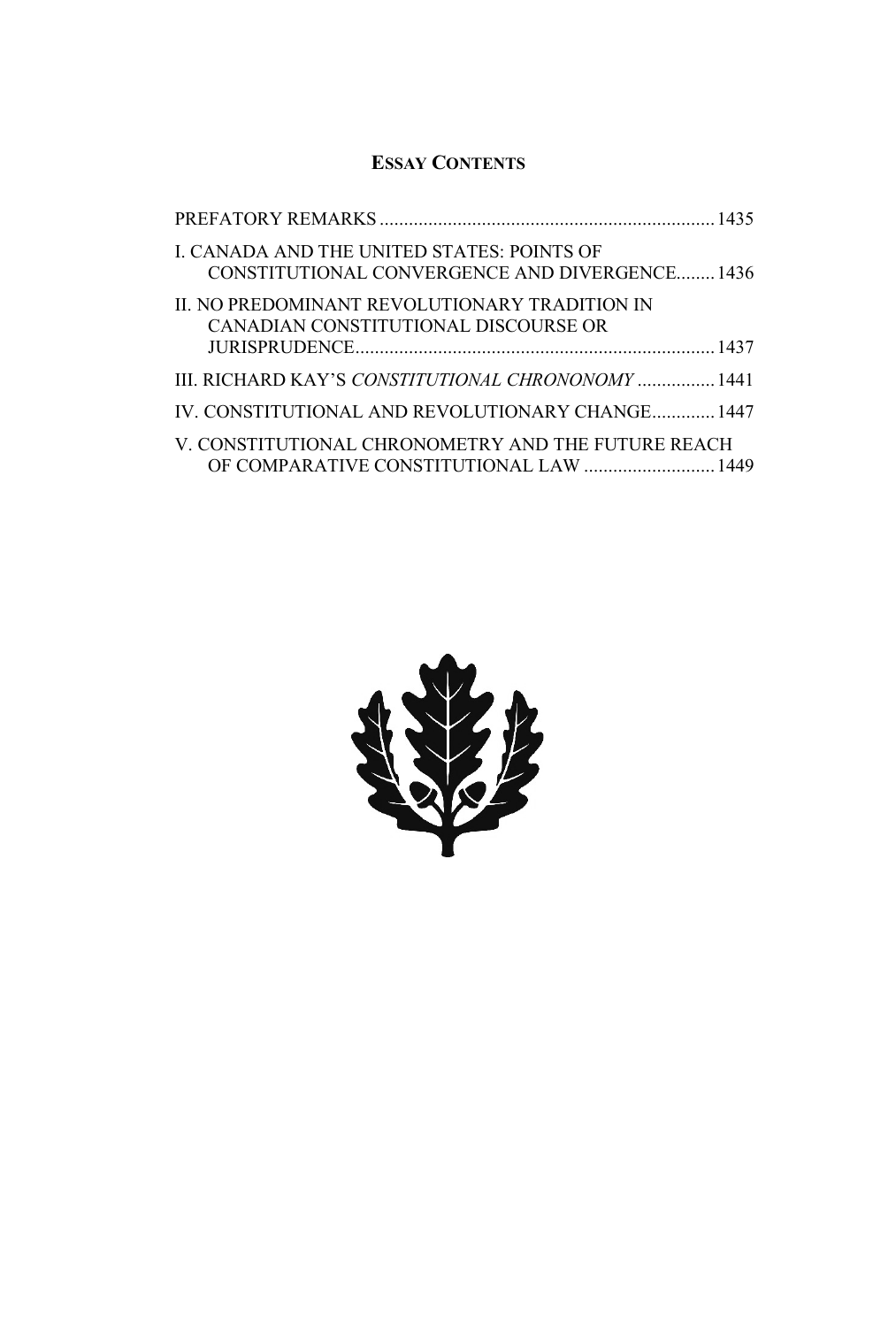## ESSAY CONTENTS

PREFATORY REMARKS ..................................................................... 1435

I. CANADA AND THE UNITED STATES: POINTS OF CONSTITUTIONAL CONVERGENCE AND DIVERGENCE........ 1436

II. NO PREDOMINANT REVOLUTIONARY TRADITION IN CANADIAN CONSTITUTIONAL DISCOURSE OR JURISPRUDENCE.......................................................................... 1437

III. RICHARD KAY'S *CONSTITUTIONAL CHRONONOMY* ................ 1441

IV. CONSTITUTIONAL AND REVOLUTIONARY CHANGE............. 1447

V. CONSTITUTIONAL CHRONOMETRY AND THE FUTURE REACH OF COMPARATIVE CONSTITUTIONAL LAW ........................... 1449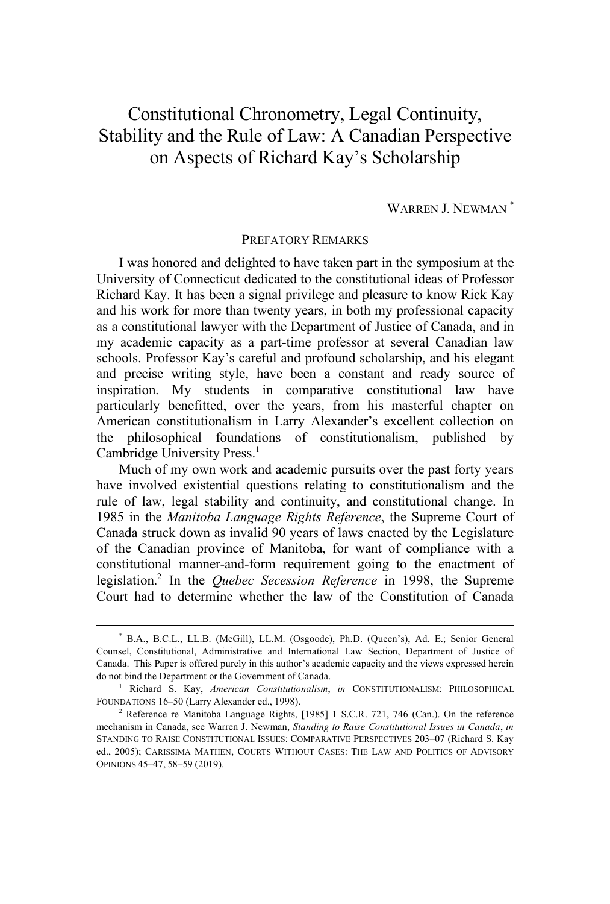# Constitutional Chronometry, Legal Continuity, Stability and the Rule of Law: A Canadian Perspective on Aspects of Richard Kay's Scholarship

WARREN J. NEWMAN [*]

## PREFATORY REMARKS

I was honored and delighted to have taken part in the symposium at the University of Connecticut dedicated to the constitutional ideas of Professor Richard Kay. It has been a signal privilege and pleasure to know Rick Kay and his work for more than twenty years, in both my professional capacity as a constitutional lawyer with the Department of Justice of Canada, and in my academic capacity as a part-time professor at several Canadian law schools. Professor Kay's careful and profound scholarship, and his elegant and precise writing style, have been a constant and ready source of inspiration. My students in comparative constitutional law have particularly benefitted, over the years, from his masterful chapter on American constitutionalism in Larry Alexander's excellent collection on the philosophical foundations of constitutionalism, published by Cambridge University Press.[1]

Much of my own work and academic pursuits over the past forty years have involved existential questions relating to constitutionalism and the rule of law, legal stability and continuity, and constitutional change. In 1985 in the *Manitoba Language Rights Reference*, the Supreme Court of Canada struck down as invalid 90 years of laws enacted by the Legislature of the Canadian province of Manitoba, for want of compliance with a constitutional manner-and-form requirement going to the enactment of legislation.[2] In the *Quebec Secession Reference* in 1998, the Supreme Court had to determine whether the law of the Constitution of Canada

---

[*] B.A., B.C.L., LL.B. (McGill), LL.M. (Osgoode), Ph.D. (Queen's), Ad. E.; Senior General Counsel, Constitutional, Administrative and International Law Section, Department of Justice of Canada. This Paper is offered purely in this author's academic capacity and the views expressed herein do not bind the Department or the Government of Canada.

[1] Richard S. Kay, *American Constitutionalism*, *in* CONSTITUTIONALISM: PHILOSOPHICAL FOUNDATIONS 16–50 (Larry Alexander ed., 1998).

[2] Reference re Manitoba Language Rights, [1985] 1 S.C.R. 721, 746 (Can.). On the reference mechanism in Canada, see Warren J. Newman, *Standing to Raise Constitutional Issues in Canada*, *in* STANDING TO RAISE CONSTITUTIONAL ISSUES: COMPARATIVE PERSPECTIVES 203–07 (Richard S. Kay ed., 2005); CARISSIMA MATHEN, COURTS WITHOUT CASES: THE LAW AND POLITICS OF ADVISORY OPINIONS 45–47, 58–59 (2019).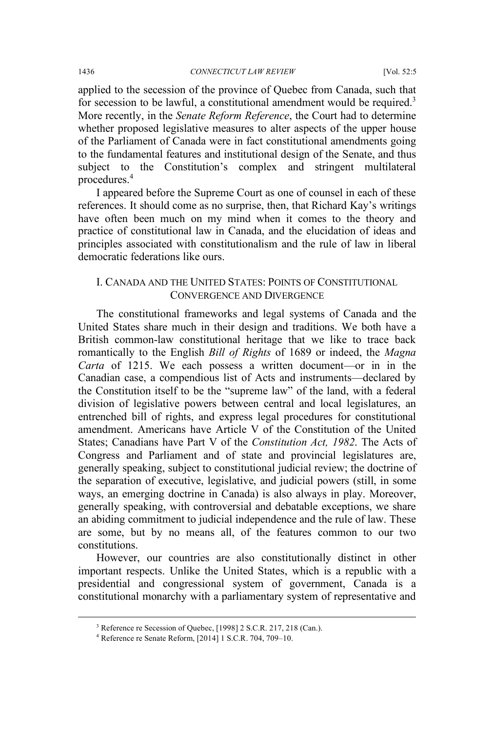applied to the secession of the province of Quebec from Canada, such that for secession to be lawful, a constitutional amendment would be required.[3] More recently, in the *Senate Reform Reference*, the Court had to determine whether proposed legislative measures to alter aspects of the upper house of the Parliament of Canada were in fact constitutional amendments going to the fundamental features and institutional design of the Senate, and thus subject to the Constitution's complex and stringent multilateral procedures.[4]

I appeared before the Supreme Court as one of counsel in each of these references. It should come as no surprise, then, that Richard Kay's writings have often been much on my mind when it comes to the theory and practice of constitutional law in Canada, and the elucidation of ideas and principles associated with constitutionalism and the rule of law in liberal democratic federations like ours.

## I. CANADA AND THE UNITED STATES: POINTS OF CONSTITUTIONAL CONVERGENCE AND DIVERGENCE

The constitutional frameworks and legal systems of Canada and the United States share much in their design and traditions. We both have a British common-law constitutional heritage that we like to trace back romantically to the English *Bill of Rights* of 1689 or indeed, the *Magna Carta* of 1215. We each possess a written document—or in in the Canadian case, a compendious list of Acts and instruments—declared by the Constitution itself to be the "supreme law" of the land, with a federal division of legislative powers between central and local legislatures, an entrenched bill of rights, and express legal procedures for constitutional amendment. Americans have Article V of the Constitution of the United States; Canadians have Part V of the *Constitution Act, 1982*. The Acts of Congress and Parliament and of state and provincial legislatures are, generally speaking, subject to constitutional judicial review; the doctrine of the separation of executive, legislative, and judicial powers (still, in some ways, an emerging doctrine in Canada) is also always in play. Moreover, generally speaking, with controversial and debatable exceptions, we share an abiding commitment to judicial independence and the rule of law. These are some, but by no means all, of the features common to our two constitutions.

However, our countries are also constitutionally distinct in other important respects. Unlike the United States, which is a republic with a presidential and congressional system of government, Canada is a constitutional monarchy with a parliamentary system of representative and

---

[3] Reference re Secession of Quebec, [1998] 2 S.C.R. 217, 218 (Can.).

[4] Reference re Senate Reform, [2014] 1 S.C.R. 704, 709–10.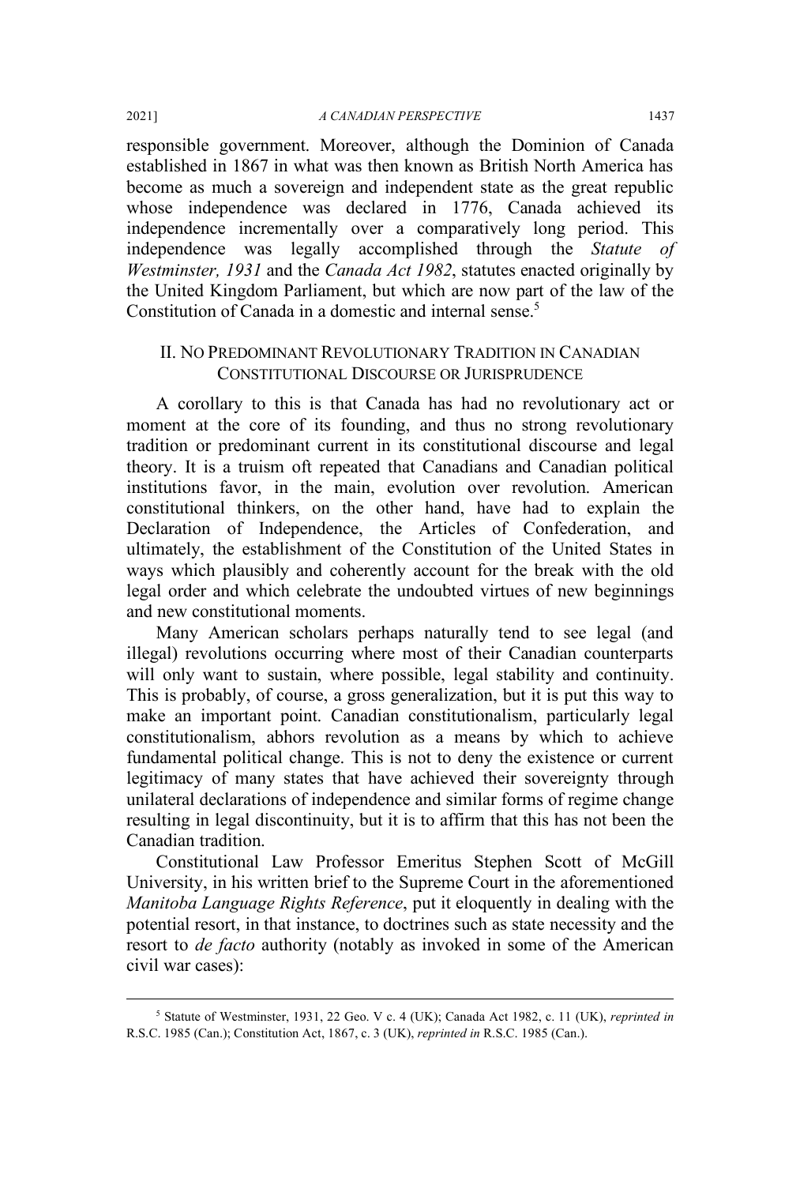responsible government. Moreover, although the Dominion of Canada established in 1867 in what was then known as British North America has become as much a sovereign and independent state as the great republic whose independence was declared in 1776, Canada achieved its independence incrementally over a comparatively long period. This independence was legally accomplished through the *Statute of Westminster, 1931* and the *Canada Act 1982*, statutes enacted originally by the United Kingdom Parliament, but which are now part of the law of the Constitution of Canada in a domestic and internal sense.[5]

## II. No Predominant Revolutionary Tradition in Canadian Constitutional Discourse or Jurisprudence

A corollary to this is that Canada has had no revolutionary act or moment at the core of its founding, and thus no strong revolutionary tradition or predominant current in its constitutional discourse and legal theory. It is a truism oft repeated that Canadians and Canadian political institutions favor, in the main, evolution over revolution. American constitutional thinkers, on the other hand, have had to explain the Declaration of Independence, the Articles of Confederation, and ultimately, the establishment of the Constitution of the United States in ways which plausibly and coherently account for the break with the old legal order and which celebrate the undoubted virtues of new beginnings and new constitutional moments.

Many American scholars perhaps naturally tend to see legal (and illegal) revolutions occurring where most of their Canadian counterparts will only want to sustain, where possible, legal stability and continuity. This is probably, of course, a gross generalization, but it is put this way to make an important point. Canadian constitutionalism, particularly legal constitutionalism, abhors revolution as a means by which to achieve fundamental political change. This is not to deny the existence or current legitimacy of many states that have achieved their sovereignty through unilateral declarations of independence and similar forms of regime change resulting in legal discontinuity, but it is to affirm that this has not been the Canadian tradition.

Constitutional Law Professor Emeritus Stephen Scott of McGill University, in his written brief to the Supreme Court in the aforementioned *Manitoba Language Rights Reference*, put it eloquently in dealing with the potential resort, in that instance, to doctrines such as state necessity and the resort to *de facto* authority (notably as invoked in some of the American civil war cases):

---

[5] Statute of Westminster, 1931, 22 Geo. V c. 4 (UK); Canada Act 1982, c. 11 (UK), *reprinted in* R.S.C. 1985 (Can.); Constitution Act, 1867, c. 3 (UK), *reprinted in* R.S.C. 1985 (Can.).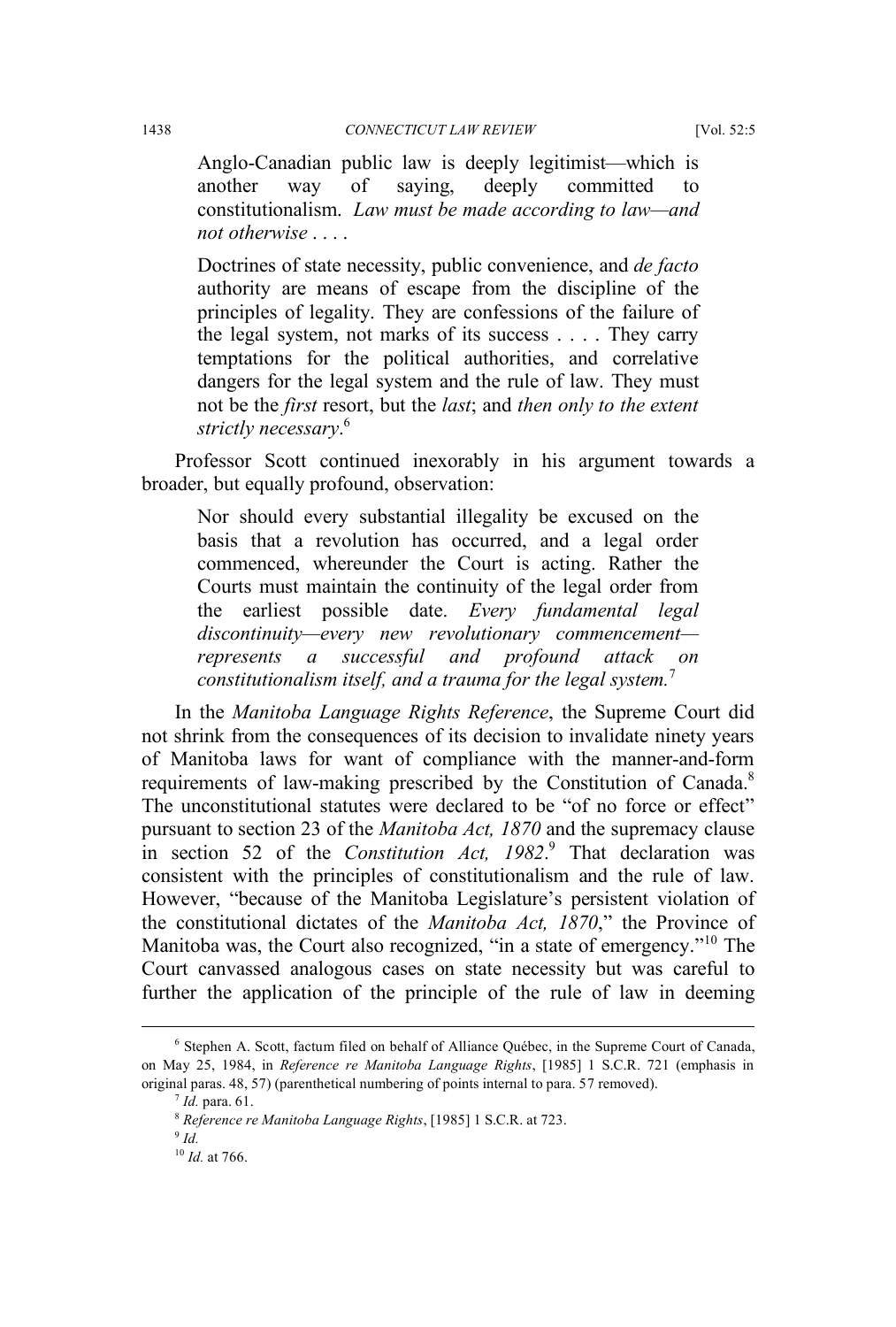> Anglo-Canadian public law is deeply legitimist—which is another way of saying, deeply committed to constitutionalism. *Law must be made according to law—and not otherwise* . . . .
>
> Doctrines of state necessity, public convenience, and *de facto* authority are means of escape from the discipline of the principles of legality. They are confessions of the failure of the legal system, not marks of its success . . . . They carry temptations for the political authorities, and correlative dangers for the legal system and the rule of law. They must not be the *first* resort, but the *last*; and *then only to the extent strictly necessary*.[6]

Professor Scott continued inexorably in his argument towards a broader, but equally profound, observation:

> Nor should every substantial illegality be excused on the basis that a revolution has occurred, and a legal order commenced, whereunder the Court is acting. Rather the Courts must maintain the continuity of the legal order from the earliest possible date. *Every fundamental legal discontinuity—every new revolutionary commencement—represents a successful and profound attack on constitutionalism itself, and a trauma for the legal system.*[7]

In the *Manitoba Language Rights Reference*, the Supreme Court did not shrink from the consequences of its decision to invalidate ninety years of Manitoba laws for want of compliance with the manner-and-form requirements of law-making prescribed by the Constitution of Canada.[8] The unconstitutional statutes were declared to be "of no force or effect" pursuant to section 23 of the *Manitoba Act, 1870* and the supremacy clause in section 52 of the *Constitution Act, 1982*.[9] That declaration was consistent with the principles of constitutionalism and the rule of law. However, "because of the Manitoba Legislature's persistent violation of the constitutional dictates of the *Manitoba Act, 1870*," the Province of Manitoba was, the Court also recognized, "in a state of emergency."[10] The Court canvassed analogous cases on state necessity but was careful to further the application of the principle of the rule of law in deeming

---

[6] Stephen A. Scott, factum filed on behalf of Alliance Québec, in the Supreme Court of Canada, on May 25, 1984, in *Reference re Manitoba Language Rights*, [1985] 1 S.C.R. 721 (emphasis in original paras. 48, 57) (parenthetical numbering of points internal to para. 57 removed).

[7] *Id.* para. 61.

[8] *Reference re Manitoba Language Rights*, [1985] 1 S.C.R. at 723.

[9] *Id.*

[10] *Id.* at 766.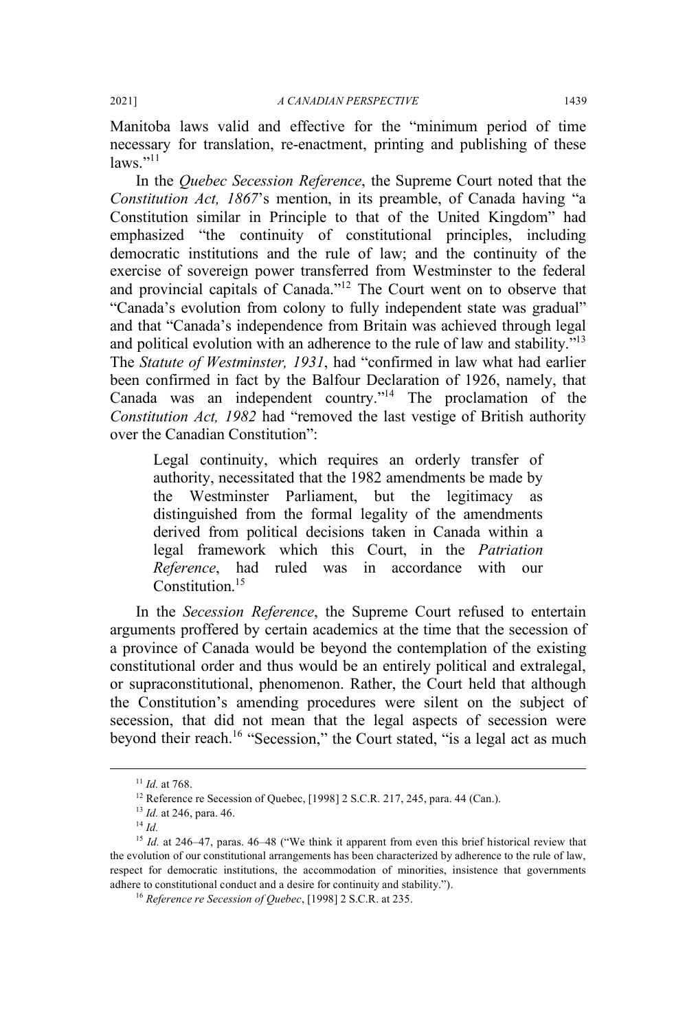Manitoba laws valid and effective for the "minimum period of time necessary for translation, re-enactment, printing and publishing of these laws."[11]

In the *Quebec Secession Reference*, the Supreme Court noted that the *Constitution Act, 1867*'s mention, in its preamble, of Canada having "a Constitution similar in Principle to that of the United Kingdom" had emphasized "the continuity of constitutional principles, including democratic institutions and the rule of law; and the continuity of the exercise of sovereign power transferred from Westminster to the federal and provincial capitals of Canada."[12] The Court went on to observe that "Canada's evolution from colony to fully independent state was gradual" and that "Canada's independence from Britain was achieved through legal and political evolution with an adherence to the rule of law and stability."[13] The *Statute of Westminster, 1931*, had "confirmed in law what had earlier been confirmed in fact by the Balfour Declaration of 1926, namely, that Canada was an independent country."[14] The proclamation of the *Constitution Act, 1982* had "removed the last vestige of British authority over the Canadian Constitution":

> Legal continuity, which requires an orderly transfer of authority, necessitated that the 1982 amendments be made by the Westminster Parliament, but the legitimacy as distinguished from the formal legality of the amendments derived from political decisions taken in Canada within a legal framework which this Court, in the *Patriation Reference*, had ruled was in accordance with our Constitution.[15]

In the *Secession Reference*, the Supreme Court refused to entertain arguments proffered by certain academics at the time that the secession of a province of Canada would be beyond the contemplation of the existing constitutional order and thus would be an entirely political and extralegal, or supraconstitutional, phenomenon. Rather, the Court held that although the Constitution's amending procedures were silent on the subject of secession, that did not mean that the legal aspects of secession were beyond their reach.[16] "Secession," the Court stated, "is a legal act as much

---

[11] *Id.* at 768.

[12] Reference re Secession of Quebec, [1998] 2 S.C.R. 217, 245, para. 44 (Can.).

[13] *Id.* at 246, para. 46.

[14] *Id.*

[15] *Id.* at 246–47, paras. 46–48 ("We think it apparent from even this brief historical review that the evolution of our constitutional arrangements has been characterized by adherence to the rule of law, respect for democratic institutions, the accommodation of minorities, insistence that governments adhere to constitutional conduct and a desire for continuity and stability.").

[16] *Reference re Secession of Quebec*, [1998] 2 S.C.R. at 235.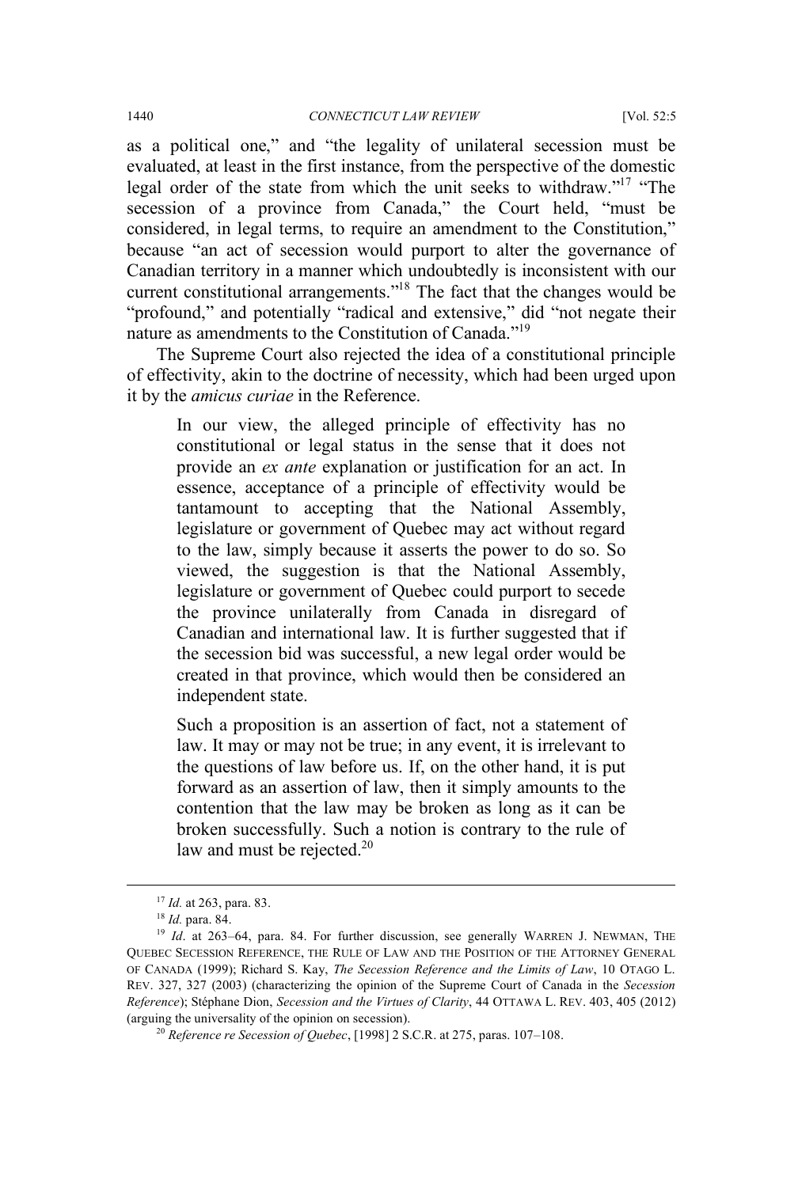as a political one," and "the legality of unilateral secession must be evaluated, at least in the first instance, from the perspective of the domestic legal order of the state from which the unit seeks to withdraw."[17] "The secession of a province from Canada," the Court held, "must be considered, in legal terms, to require an amendment to the Constitution," because "an act of secession would purport to alter the governance of Canadian territory in a manner which undoubtedly is inconsistent with our current constitutional arrangements."[18] The fact that the changes would be "profound," and potentially "radical and extensive," did "not negate their nature as amendments to the Constitution of Canada."[19]

The Supreme Court also rejected the idea of a constitutional principle of effectivity, akin to the doctrine of necessity, which had been urged upon it by the *amicus curiae* in the Reference.

> In our view, the alleged principle of effectivity has no constitutional or legal status in the sense that it does not provide an *ex ante* explanation or justification for an act. In essence, acceptance of a principle of effectivity would be tantamount to accepting that the National Assembly, legislature or government of Quebec may act without regard to the law, simply because it asserts the power to do so. So viewed, the suggestion is that the National Assembly, legislature or government of Quebec could purport to secede the province unilaterally from Canada in disregard of Canadian and international law. It is further suggested that if the secession bid was successful, a new legal order would be created in that province, which would then be considered an independent state.
>
> Such a proposition is an assertion of fact, not a statement of law. It may or may not be true; in any event, it is irrelevant to the questions of law before us. If, on the other hand, it is put forward as an assertion of law, then it simply amounts to the contention that the law may be broken as long as it can be broken successfully. Such a notion is contrary to the rule of law and must be rejected.[20]

---

[17] *Id.* at 263, para. 83.

[18] *Id.* para. 84.

[19] *Id*. at 263–64, para. 84. For further discussion, see generally WARREN J. NEWMAN, THE QUEBEC SECESSION REFERENCE, THE RULE OF LAW AND THE POSITION OF THE ATTORNEY GENERAL OF CANADA (1999); Richard S. Kay, *The Secession Reference and the Limits of Law*, 10 OTAGO L. REV. 327, 327 (2003) (characterizing the opinion of the Supreme Court of Canada in the *Secession Reference*); Stéphane Dion, *Secession and the Virtues of Clarity*, 44 OTTAWA L. REV. 403, 405 (2012) (arguing the universality of the opinion on secession).

[20] *Reference re Secession of Quebec*, [1998] 2 S.C.R. at 275, paras. 107–108.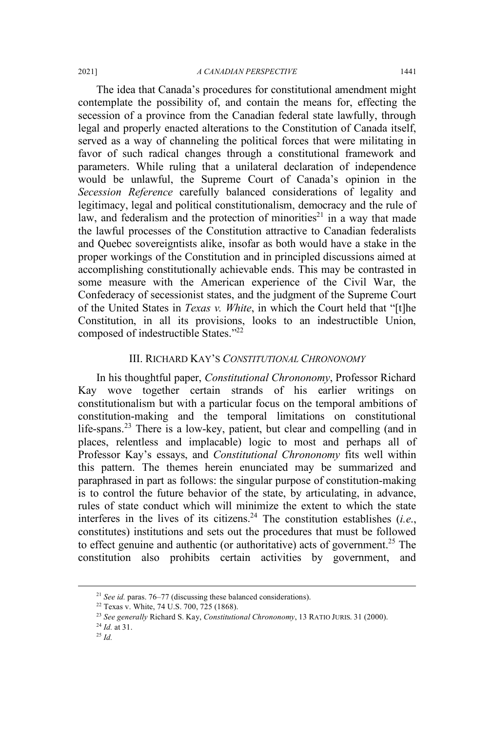The idea that Canada's procedures for constitutional amendment might contemplate the possibility of, and contain the means for, effecting the secession of a province from the Canadian federal state lawfully, through legal and properly enacted alterations to the Constitution of Canada itself, served as a way of channeling the political forces that were militating in favor of such radical changes through a constitutional framework and parameters. While ruling that a unilateral declaration of independence would be unlawful, the Supreme Court of Canada's opinion in the *Secession Reference* carefully balanced considerations of legality and legitimacy, legal and political constitutionalism, democracy and the rule of law, and federalism and the protection of minorities[21] in a way that made the lawful processes of the Constitution attractive to Canadian federalists and Quebec sovereigntists alike, insofar as both would have a stake in the proper workings of the Constitution and in principled discussions aimed at accomplishing constitutionally achievable ends. This may be contrasted in some measure with the American experience of the Civil War, the Confederacy of secessionist states, and the judgment of the Supreme Court of the United States in *Texas v. White*, in which the Court held that "[t]he Constitution, in all its provisions, looks to an indestructible Union, composed of indestructible States."[22]

## III. RICHARD KAY'S *CONSTITUTIONAL CHRONONOMY*

In his thoughtful paper, *Constitutional Chrononomy*, Professor Richard Kay wove together certain strands of his earlier writings on constitutionalism but with a particular focus on the temporal ambitions of constitution-making and the temporal limitations on constitutional life-spans.[23] There is a low-key, patient, but clear and compelling (and in places, relentless and implacable) logic to most and perhaps all of Professor Kay's essays, and *Constitutional Chrononomy* fits well within this pattern. The themes herein enunciated may be summarized and paraphrased in part as follows: the singular purpose of constitution-making is to control the future behavior of the state, by articulating, in advance, rules of state conduct which will minimize the extent to which the state interferes in the lives of its citizens.[24] The constitution establishes (*i.e.*, constitutes) institutions and sets out the procedures that must be followed to effect genuine and authentic (or authoritative) acts of government.[25] The constitution also prohibits certain activities by government, and

---

[21] *See id.* paras. 76–77 (discussing these balanced considerations).

[22] Texas v. White, 74 U.S. 700, 725 (1868).

[23] *See generally* Richard S. Kay, *Constitutional Chrononomy*, 13 RATIO JURIS. 31 (2000).

[24] *Id.* at 31.

[25] *Id.*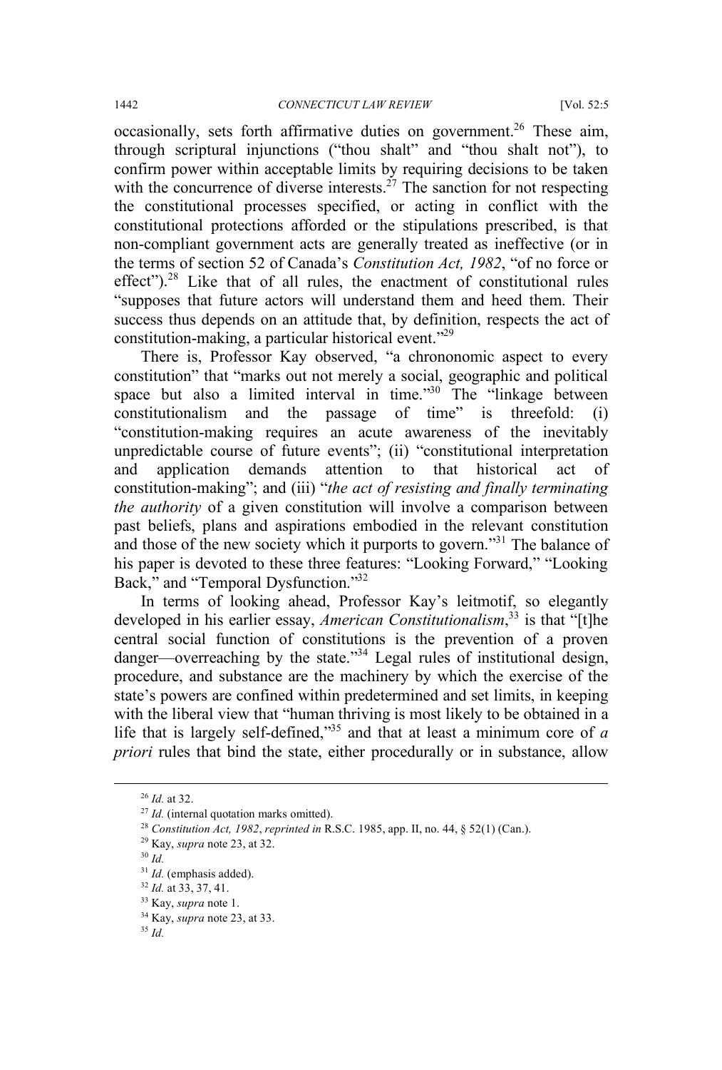occasionally, sets forth affirmative duties on government.[26] These aim, through scriptural injunctions ("thou shalt" and "thou shalt not"), to confirm power within acceptable limits by requiring decisions to be taken with the concurrence of diverse interests.[27] The sanction for not respecting the constitutional processes specified, or acting in conflict with the constitutional protections afforded or the stipulations prescribed, is that non-compliant government acts are generally treated as ineffective (or in the terms of section 52 of Canada's *Constitution Act, 1982*, "of no force or effect").[28] Like that of all rules, the enactment of constitutional rules "supposes that future actors will understand them and heed them. Their success thus depends on an attitude that, by definition, respects the act of constitution-making, a particular historical event."[29]

There is, Professor Kay observed, "a chrononomic aspect to every constitution" that "marks out not merely a social, geographic and political space but also a limited interval in time."[30] The "linkage between constitutionalism and the passage of time" is threefold: (i) "constitution-making requires an acute awareness of the inevitably unpredictable course of future events"; (ii) "constitutional interpretation and application demands attention to that historical act of constitution-making"; and (iii) "*the act of resisting and finally terminating the authority* of a given constitution will involve a comparison between past beliefs, plans and aspirations embodied in the relevant constitution and those of the new society which it purports to govern."[31] The balance of his paper is devoted to these three features: "Looking Forward," "Looking Back," and "Temporal Dysfunction."[32]

In terms of looking ahead, Professor Kay's leitmotif, so elegantly developed in his earlier essay, *American Constitutionalism*,[33] is that "[t]he central social function of constitutions is the prevention of a proven danger—overreaching by the state."[34] Legal rules of institutional design, procedure, and substance are the machinery by which the exercise of the state's powers are confined within predetermined and set limits, in keeping with the liberal view that "human thriving is most likely to be obtained in a life that is largely self-defined,"[35] and that at least a minimum core of *a priori* rules that bind the state, either procedurally or in substance, allow

---

[26] *Id.* at 32.

[27] *Id.* (internal quotation marks omitted).

[28] *Constitution Act, 1982*, *reprinted in* R.S.C. 1985, app. II, no. 44, § 52(1) (Can.).

[29] Kay, *supra* note 23, at 32.

[30] *Id.*

[31] *Id.* (emphasis added).

[32] *Id.* at 33, 37, 41.

[33] Kay, *supra* note 1.

[34] Kay, *supra* note 23, at 33.

[35] *Id.*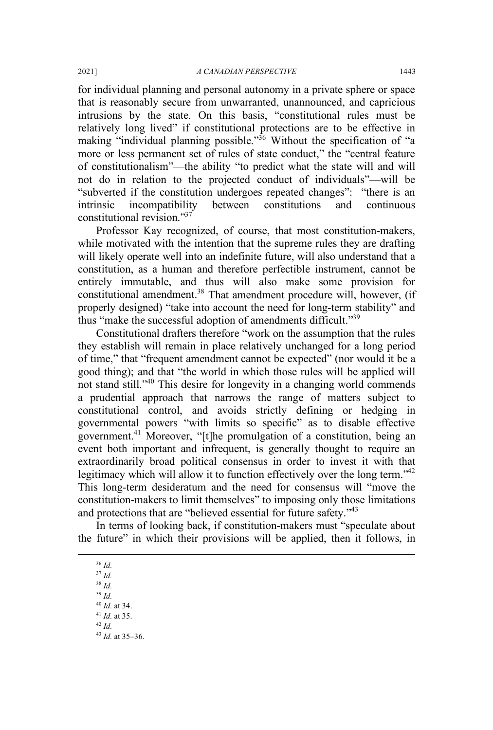for individual planning and personal autonomy in a private sphere or space that is reasonably secure from unwarranted, unannounced, and capricious intrusions by the state. On this basis, "constitutional rules must be relatively long lived" if constitutional protections are to be effective in making "individual planning possible."[36] Without the specification of "a more or less permanent set of rules of state conduct," the "central feature of constitutionalism"—the ability "to predict what the state will and will not do in relation to the projected conduct of individuals"—will be "subverted if the constitution undergoes repeated changes": "there is an intrinsic incompatibility between constitutions and continuous constitutional revision."[37]

Professor Kay recognized, of course, that most constitution-makers, while motivated with the intention that the supreme rules they are drafting will likely operate well into an indefinite future, will also understand that a constitution, as a human and therefore perfectible instrument, cannot be entirely immutable, and thus will also make some provision for constitutional amendment.[38] That amendment procedure will, however, (if properly designed) "take into account the need for long-term stability" and thus "make the successful adoption of amendments difficult."[39]

Constitutional drafters therefore "work on the assumption that the rules they establish will remain in place relatively unchanged for a long period of time," that "frequent amendment cannot be expected" (nor would it be a good thing); and that "the world in which those rules will be applied will not stand still."[40] This desire for longevity in a changing world commends a prudential approach that narrows the range of matters subject to constitutional control, and avoids strictly defining or hedging in governmental powers "with limits so specific" as to disable effective government.[41] Moreover, "[t]he promulgation of a constitution, being an event both important and infrequent, is generally thought to require an extraordinarily broad political consensus in order to invest it with that legitimacy which will allow it to function effectively over the long term."[42] This long-term desideratum and the need for consensus will "move the constitution-makers to limit themselves" to imposing only those limitations and protections that are "believed essential for future safety."[43]

In terms of looking back, if constitution-makers must "speculate about the future" in which their provisions will be applied, then it follows, in

---

[36] *Id.*

[37] *Id.*

[38] *Id.*

[39] *Id.*

[40] *Id.* at 34.

[41] *Id.* at 35.

[42] *Id.*

[43] *Id.* at 35–36.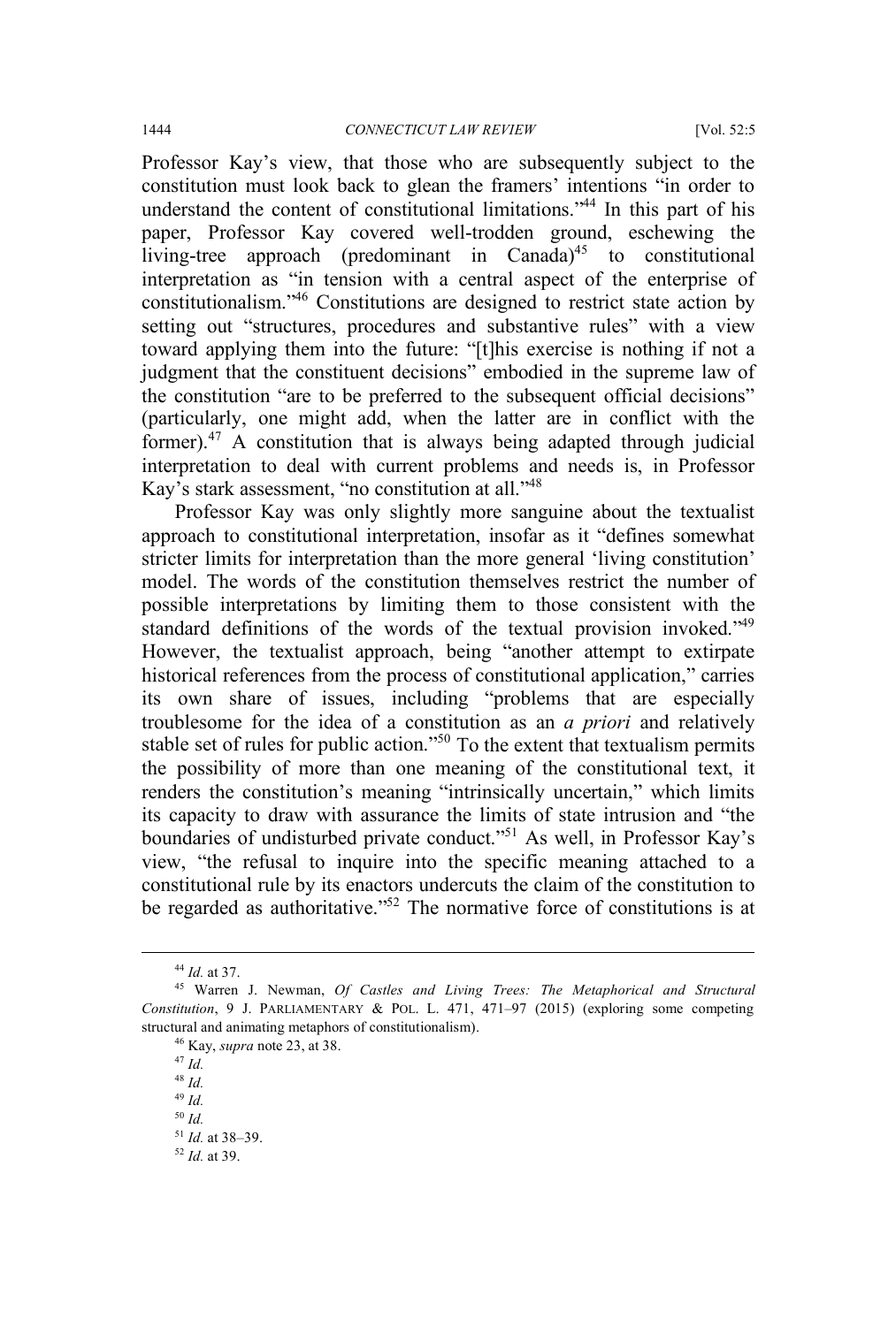Professor Kay's view, that those who are subsequently subject to the constitution must look back to glean the framers' intentions "in order to understand the content of constitutional limitations."[44] In this part of his paper, Professor Kay covered well-trodden ground, eschewing the living-tree approach (predominant in Canada)[45] to constitutional interpretation as "in tension with a central aspect of the enterprise of constitutionalism."[46] Constitutions are designed to restrict state action by setting out "structures, procedures and substantive rules" with a view toward applying them into the future: "[t]his exercise is nothing if not a judgment that the constituent decisions" embodied in the supreme law of the constitution "are to be preferred to the subsequent official decisions" (particularly, one might add, when the latter are in conflict with the former).[47] A constitution that is always being adapted through judicial interpretation to deal with current problems and needs is, in Professor Kay's stark assessment, "no constitution at all."[48]

Professor Kay was only slightly more sanguine about the textualist approach to constitutional interpretation, insofar as it "defines somewhat stricter limits for interpretation than the more general 'living constitution' model. The words of the constitution themselves restrict the number of possible interpretations by limiting them to those consistent with the standard definitions of the words of the textual provision invoked."[49] However, the textualist approach, being "another attempt to extirpate historical references from the process of constitutional application," carries its own share of issues, including "problems that are especially troublesome for the idea of a constitution as an *a priori* and relatively stable set of rules for public action."[50] To the extent that textualism permits the possibility of more than one meaning of the constitutional text, it renders the constitution's meaning "intrinsically uncertain," which limits its capacity to draw with assurance the limits of state intrusion and "the boundaries of undisturbed private conduct."[51] As well, in Professor Kay's view, "the refusal to inquire into the specific meaning attached to a constitutional rule by its enactors undercuts the claim of the constitution to be regarded as authoritative."[52] The normative force of constitutions is at

---

[44] *Id.* at 37.

[45] Warren J. Newman, *Of Castles and Living Trees: The Metaphorical and Structural Constitution*, 9 J. PARLIAMENTARY & POL. L. 471, 471–97 (2015) (exploring some competing structural and animating metaphors of constitutionalism).

[46] Kay, *supra* note 23, at 38.

[47] *Id.*

[48] *Id.*

[49] *Id.*

[50] *Id.*

[51] *Id.* at 38–39.

[52] *Id.* at 39.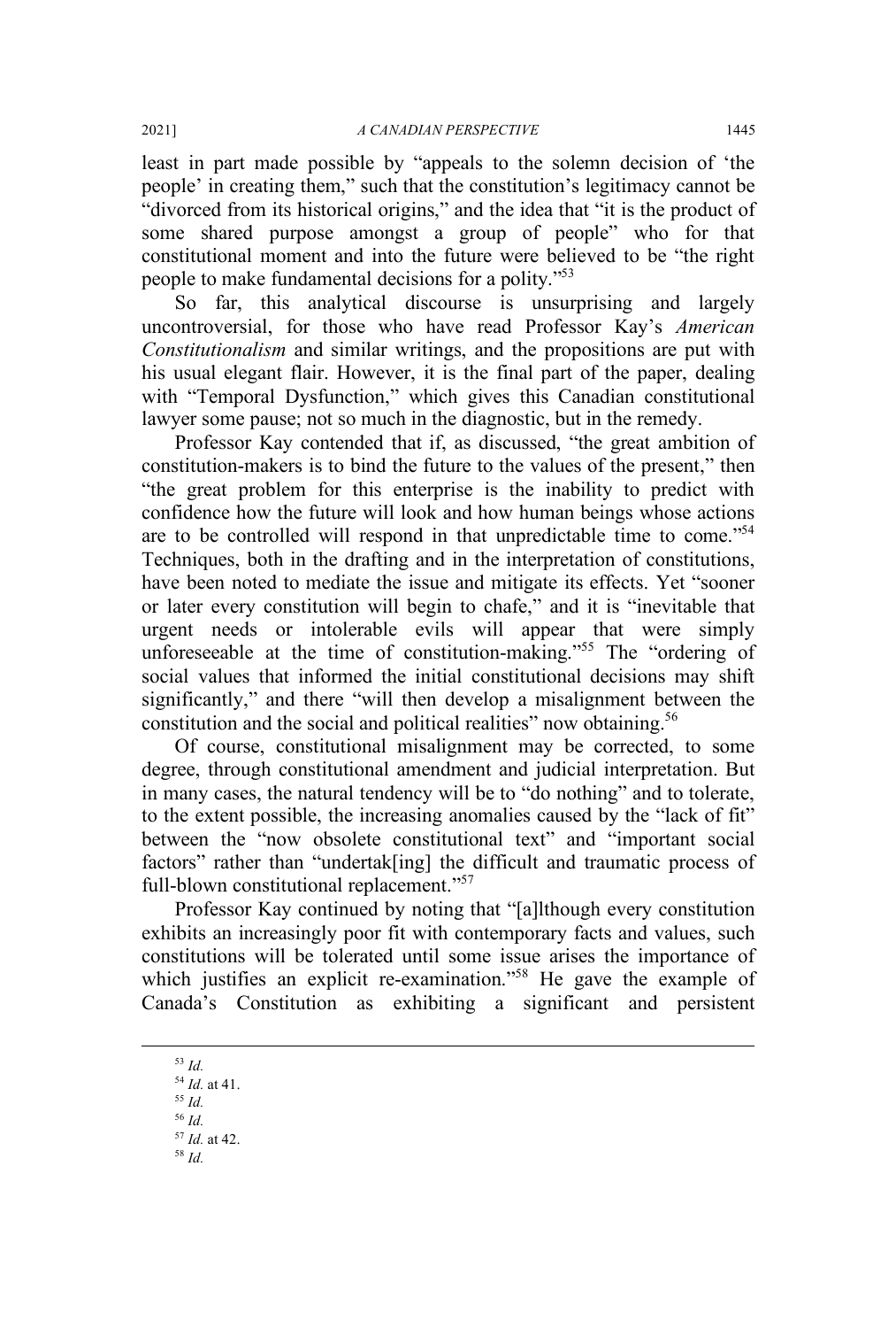least in part made possible by "appeals to the solemn decision of 'the people' in creating them," such that the constitution's legitimacy cannot be "divorced from its historical origins," and the idea that "it is the product of some shared purpose amongst a group of people" who for that constitutional moment and into the future were believed to be "the right people to make fundamental decisions for a polity."[53]

So far, this analytical discourse is unsurprising and largely uncontroversial, for those who have read Professor Kay's *American Constitutionalism* and similar writings, and the propositions are put with his usual elegant flair. However, it is the final part of the paper, dealing with "Temporal Dysfunction," which gives this Canadian constitutional lawyer some pause; not so much in the diagnostic, but in the remedy.

Professor Kay contended that if, as discussed, "the great ambition of constitution-makers is to bind the future to the values of the present," then "the great problem for this enterprise is the inability to predict with confidence how the future will look and how human beings whose actions are to be controlled will respond in that unpredictable time to come."[54] Techniques, both in the drafting and in the interpretation of constitutions, have been noted to mediate the issue and mitigate its effects. Yet "sooner or later every constitution will begin to chafe," and it is "inevitable that urgent needs or intolerable evils will appear that were simply unforeseeable at the time of constitution-making."[55] The "ordering of social values that informed the initial constitutional decisions may shift significantly," and there "will then develop a misalignment between the constitution and the social and political realities" now obtaining.[56]

Of course, constitutional misalignment may be corrected, to some degree, through constitutional amendment and judicial interpretation. But in many cases, the natural tendency will be to "do nothing" and to tolerate, to the extent possible, the increasing anomalies caused by the "lack of fit" between the "now obsolete constitutional text" and "important social factors" rather than "undertak[ing] the difficult and traumatic process of full-blown constitutional replacement."[57]

Professor Kay continued by noting that "[a]lthough every constitution exhibits an increasingly poor fit with contemporary facts and values, such constitutions will be tolerated until some issue arises the importance of which justifies an explicit re-examination."[58] He gave the example of Canada's Constitution as exhibiting a significant and persistent

---

[53] *Id.*

[54] *Id.* at 41.

[55] *Id.*

[56] *Id.*

[57] *Id.* at 42.

[58] *Id.*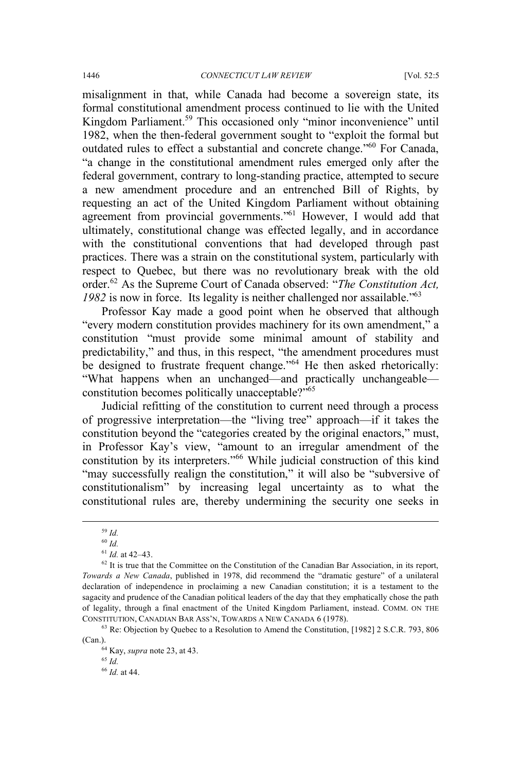misalignment in that, while Canada had become a sovereign state, its formal constitutional amendment process continued to lie with the United Kingdom Parliament.[59] This occasioned only "minor inconvenience" until 1982, when the then-federal government sought to "exploit the formal but outdated rules to effect a substantial and concrete change."[60] For Canada, "a change in the constitutional amendment rules emerged only after the federal government, contrary to long-standing practice, attempted to secure a new amendment procedure and an entrenched Bill of Rights, by requesting an act of the United Kingdom Parliament without obtaining agreement from provincial governments."[61] However, I would add that ultimately, constitutional change was effected legally, and in accordance with the constitutional conventions that had developed through past practices. There was a strain on the constitutional system, particularly with respect to Quebec, but there was no revolutionary break with the old order.[62] As the Supreme Court of Canada observed: "*The Constitution Act, 1982* is now in force. Its legality is neither challenged nor assailable."[63]

Professor Kay made a good point when he observed that although "every modern constitution provides machinery for its own amendment," a constitution "must provide some minimal amount of stability and predictability," and thus, in this respect, "the amendment procedures must be designed to frustrate frequent change."[64] He then asked rhetorically: "What happens when an unchanged—and practically unchangeable—constitution becomes politically unacceptable?"[65]

Judicial refitting of the constitution to current need through a process of progressive interpretation—the "living tree" approach—if it takes the constitution beyond the "categories created by the original enactors," must, in Professor Kay's view, "amount to an irregular amendment of the constitution by its interpreters."[66] While judicial construction of this kind "may successfully realign the constitution," it will also be "subversive of constitutionalism" by increasing legal uncertainty as to what the constitutional rules are, thereby undermining the security one seeks in

---

[59] *Id.*

[60] *Id.*

[61] *Id.* at 42–43.

[62] It is true that the Committee on the Constitution of the Canadian Bar Association, in its report, *Towards a New Canada*, published in 1978, did recommend the "dramatic gesture" of a unilateral declaration of independence in proclaiming a new Canadian constitution; it is a testament to the sagacity and prudence of the Canadian political leaders of the day that they emphatically chose the path of legality, through a final enactment of the United Kingdom Parliament, instead. COMM. ON THE CONSTITUTION, CANADIAN BAR ASS'N, TOWARDS A NEW CANADA 6 (1978).

[63] Re: Objection by Quebec to a Resolution to Amend the Constitution, [1982] 2 S.C.R. 793, 806 (Can.).

[64] Kay, *supra* note 23, at 43.

[65] *Id.*

[66] *Id.* at 44.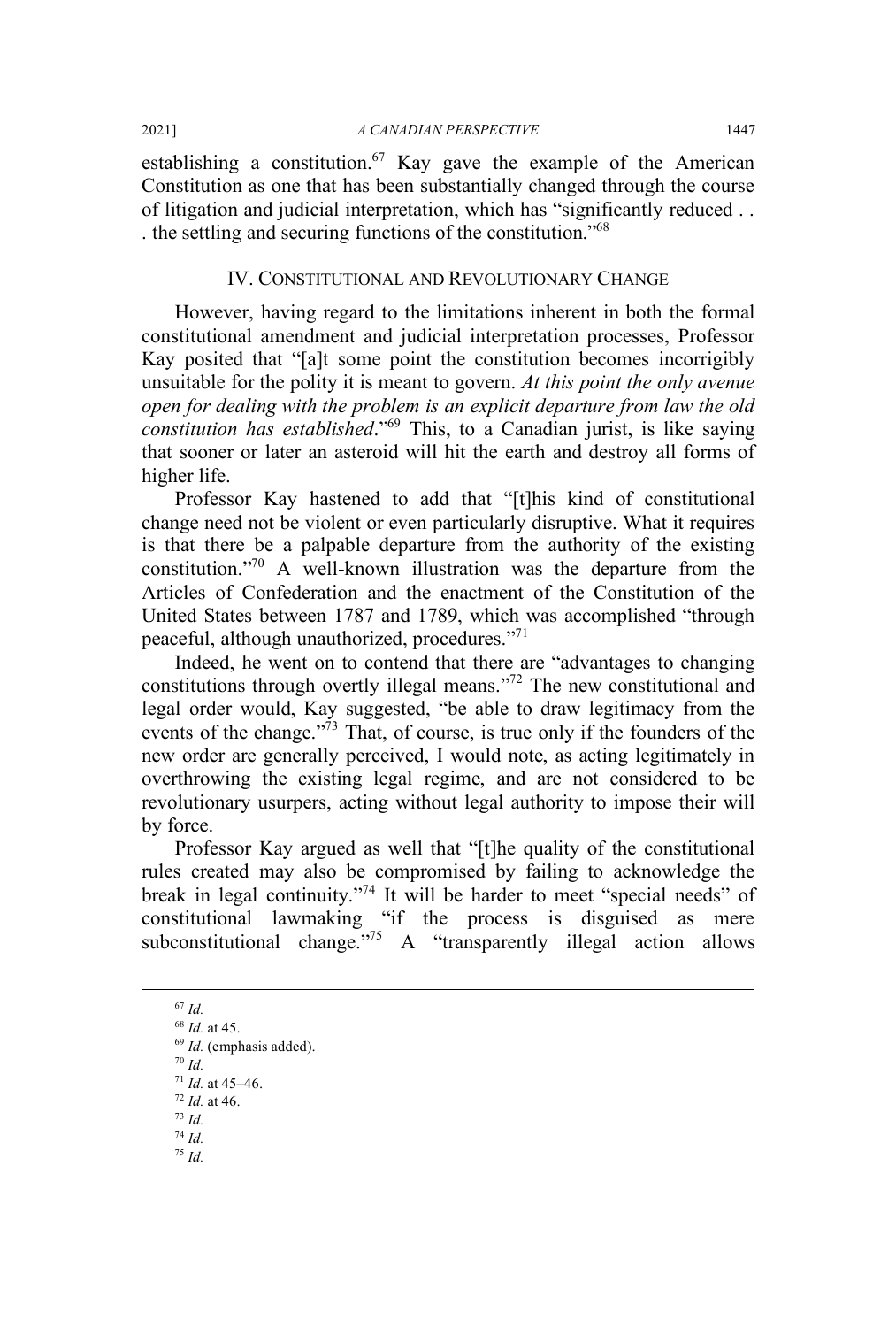establishing a constitution.[67] Kay gave the example of the American Constitution as one that has been substantially changed through the course of litigation and judicial interpretation, which has "significantly reduced . . . the settling and securing functions of the constitution."[68]

## IV. CONSTITUTIONAL AND REVOLUTIONARY CHANGE

However, having regard to the limitations inherent in both the formal constitutional amendment and judicial interpretation processes, Professor Kay posited that "[a]t some point the constitution becomes incorrigibly unsuitable for the polity it is meant to govern. *At this point the only avenue open for dealing with the problem is an explicit departure from law the old constitution has established*."[69] This, to a Canadian jurist, is like saying that sooner or later an asteroid will hit the earth and destroy all forms of higher life.

Professor Kay hastened to add that "[t]his kind of constitutional change need not be violent or even particularly disruptive. What it requires is that there be a palpable departure from the authority of the existing constitution."[70] A well-known illustration was the departure from the Articles of Confederation and the enactment of the Constitution of the United States between 1787 and 1789, which was accomplished "through peaceful, although unauthorized, procedures."[71]

Indeed, he went on to contend that there are "advantages to changing constitutions through overtly illegal means."[72] The new constitutional and legal order would, Kay suggested, "be able to draw legitimacy from the events of the change."[73] That, of course, is true only if the founders of the new order are generally perceived, I would note, as acting legitimately in overthrowing the existing legal regime, and are not considered to be revolutionary usurpers, acting without legal authority to impose their will by force.

Professor Kay argued as well that "[t]he quality of the constitutional rules created may also be compromised by failing to acknowledge the break in legal continuity."[74] It will be harder to meet "special needs" of constitutional lawmaking "if the process is disguised as mere subconstitutional change."[75] A "transparently illegal action allows

---

[67] *Id.*
[68] *Id.* at 45.
[69] *Id.* (emphasis added).
[70] *Id.*
[71] *Id.* at 45–46.
[72] *Id.* at 46.
[73] *Id.*
[74] *Id.*
[75] *Id.*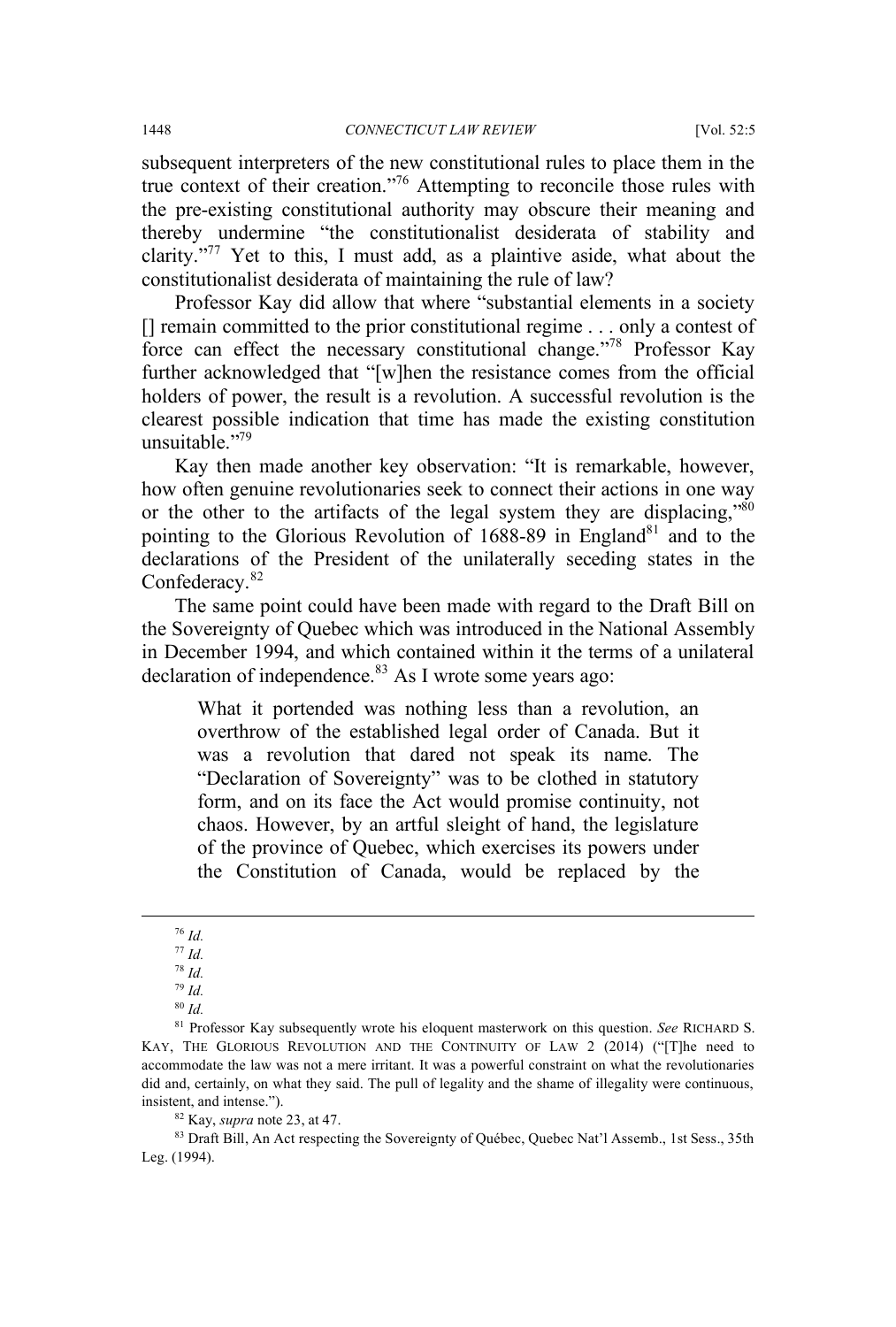subsequent interpreters of the new constitutional rules to place them in the true context of their creation."[76] Attempting to reconcile those rules with the pre-existing constitutional authority may obscure their meaning and thereby undermine "the constitutionalist desiderata of stability and clarity."[77] Yet to this, I must add, as a plaintive aside, what about the constitutionalist desiderata of maintaining the rule of law?

Professor Kay did allow that where "substantial elements in a society [] remain committed to the prior constitutional regime . . . only a contest of force can effect the necessary constitutional change."[78] Professor Kay further acknowledged that "[w]hen the resistance comes from the official holders of power, the result is a revolution. A successful revolution is the clearest possible indication that time has made the existing constitution unsuitable."[79]

Kay then made another key observation: "It is remarkable, however, how often genuine revolutionaries seek to connect their actions in one way or the other to the artifacts of the legal system they are displacing,"[80] pointing to the Glorious Revolution of 1688-89 in England[81] and to the declarations of the President of the unilaterally seceding states in the Confederacy.[82]

The same point could have been made with regard to the Draft Bill on the Sovereignty of Quebec which was introduced in the National Assembly in December 1994, and which contained within it the terms of a unilateral declaration of independence.[83] As I wrote some years ago:

> What it portended was nothing less than a revolution, an overthrow of the established legal order of Canada. But it was a revolution that dared not speak its name. The "Declaration of Sovereignty" was to be clothed in statutory form, and on its face the Act would promise continuity, not chaos. However, by an artful sleight of hand, the legislature of the province of Quebec, which exercises its powers under the Constitution of Canada, would be replaced by the

---

[76] *Id.*

[77] *Id.*

[78] *Id.*

[79] *Id.*

[80] *Id.*

[81] Professor Kay subsequently wrote his eloquent masterwork on this question. *See* RICHARD S. KAY, THE GLORIOUS REVOLUTION AND THE CONTINUITY OF LAW 2 (2014) ("[T]he need to accommodate the law was not a mere irritant. It was a powerful constraint on what the revolutionaries did and, certainly, on what they said. The pull of legality and the shame of illegality were continuous, insistent, and intense.").

[82] Kay, *supra* note 23, at 47.

[83] Draft Bill, An Act respecting the Sovereignty of Québec, Quebec Nat'l Assemb., 1st Sess., 35th Leg. (1994).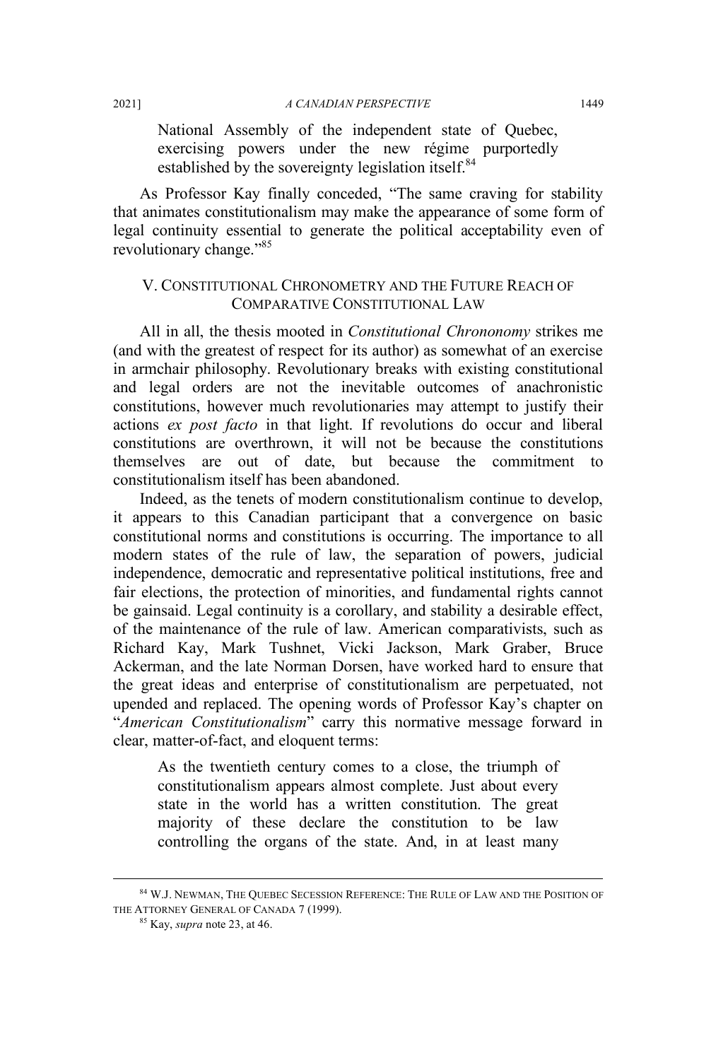> National Assembly of the independent state of Quebec, exercising powers under the new régime purportedly established by the sovereignty legislation itself.[84]

As Professor Kay finally conceded, "The same craving for stability that animates constitutionalism may make the appearance of some form of legal continuity essential to generate the political acceptability even of revolutionary change."[85]

## V. CONSTITUTIONAL CHRONOMETRY AND THE FUTURE REACH OF COMPARATIVE CONSTITUTIONAL LAW

All in all, the thesis mooted in *Constitutional Chrononomy* strikes me (and with the greatest of respect for its author) as somewhat of an exercise in armchair philosophy. Revolutionary breaks with existing constitutional and legal orders are not the inevitable outcomes of anachronistic constitutions, however much revolutionaries may attempt to justify their actions *ex post facto* in that light. If revolutions do occur and liberal constitutions are overthrown, it will not be because the constitutions themselves are out of date, but because the commitment to constitutionalism itself has been abandoned.

Indeed, as the tenets of modern constitutionalism continue to develop, it appears to this Canadian participant that a convergence on basic constitutional norms and constitutions is occurring. The importance to all modern states of the rule of law, the separation of powers, judicial independence, democratic and representative political institutions, free and fair elections, the protection of minorities, and fundamental rights cannot be gainsaid. Legal continuity is a corollary, and stability a desirable effect, of the maintenance of the rule of law. American comparativists, such as Richard Kay, Mark Tushnet, Vicki Jackson, Mark Graber, Bruce Ackerman, and the late Norman Dorsen, have worked hard to ensure that the great ideas and enterprise of constitutionalism are perpetuated, not upended and replaced. The opening words of Professor Kay's chapter on "*American Constitutionalism*" carry this normative message forward in clear, matter-of-fact, and eloquent terms:

> As the twentieth century comes to a close, the triumph of constitutionalism appears almost complete. Just about every state in the world has a written constitution. The great majority of these declare the constitution to be law controlling the organs of the state. And, in at least many

---

[84] W.J. NEWMAN, THE QUEBEC SECESSION REFERENCE: THE RULE OF LAW AND THE POSITION OF THE ATTORNEY GENERAL OF CANADA 7 (1999).

[85] Kay, *supra* note 23, at 46.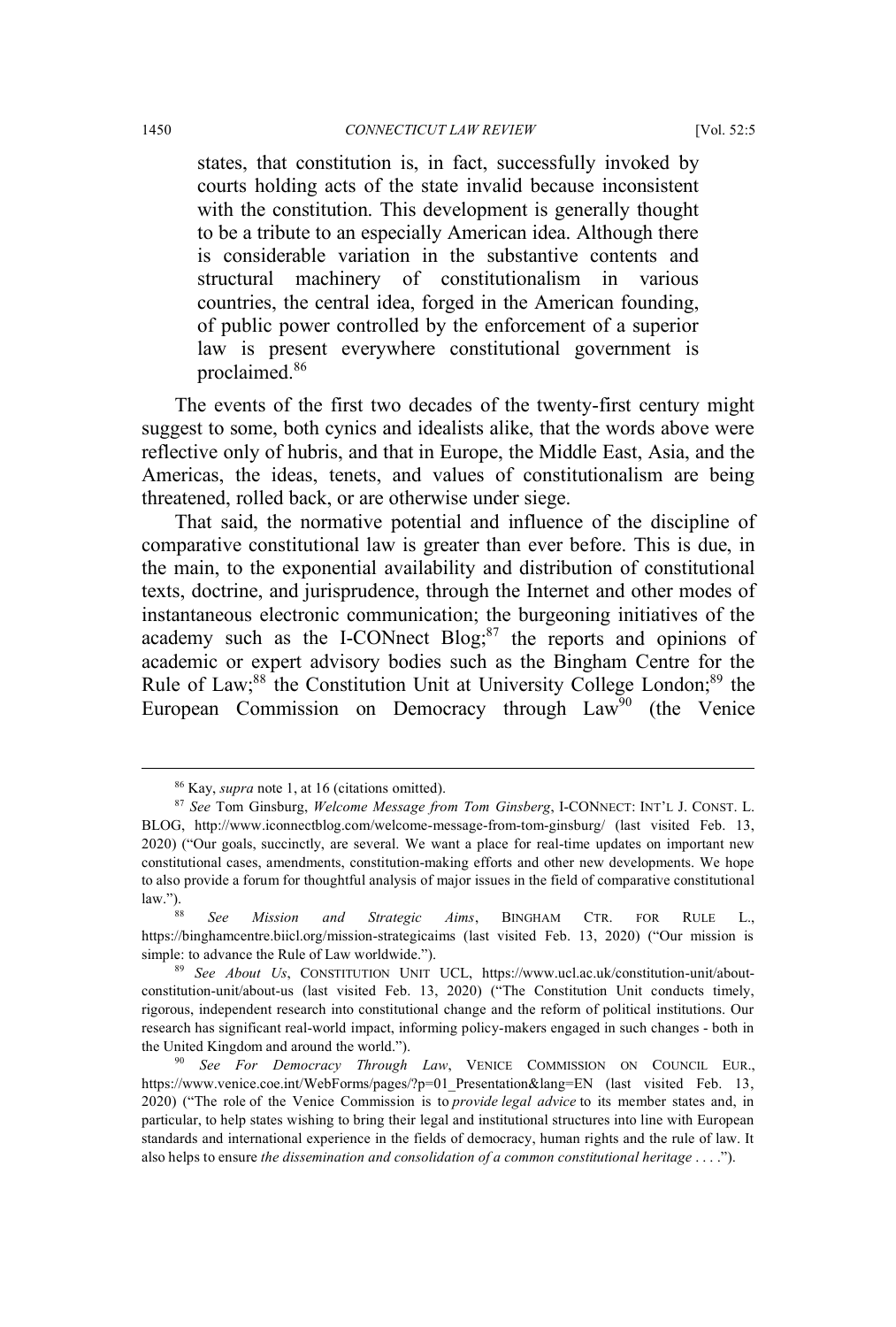> states, that constitution is, in fact, successfully invoked by courts holding acts of the state invalid because inconsistent with the constitution. This development is generally thought to be a tribute to an especially American idea. Although there is considerable variation in the substantive contents and structural machinery of constitutionalism in various countries, the central idea, forged in the American founding, of public power controlled by the enforcement of a superior law is present everywhere constitutional government is proclaimed.[86]

The events of the first two decades of the twenty-first century might suggest to some, both cynics and idealists alike, that the words above were reflective only of hubris, and that in Europe, the Middle East, Asia, and the Americas, the ideas, tenets, and values of constitutionalism are being threatened, rolled back, or otherwise under siege.

That said, the normative potential and influence of the discipline of comparative constitutional law is greater than ever before. This is due, in the main, to the exponential availability and distribution of constitutional texts, doctrine, and jurisprudence, through the Internet and other modes of instantaneous electronic communication; the burgeoning initiatives of the academy such as the I-CONnect Blog;[87] the reports and opinions of academic or expert advisory bodies such as the Bingham Centre for the Rule of Law;[88] the Constitution Unit at University College London;[89] the European Commission on Democracy through Law[90] (the Venice

---

[86] Kay, *supra* note 1, at 16 (citations omitted).

[87] *See* Tom Ginsburg, *Welcome Message from Tom Ginsberg*, I-CONNECT: INT'L J. CONST. L. BLOG, http://www.iconnectblog.com/welcome-message-from-tom-ginsburg/ (last visited Feb. 13, 2020) ("Our goals, succinctly, are several. We want a place for real-time updates on important new constitutional cases, amendments, constitution-making efforts and other new developments. We hope to also provide a forum for thoughtful analysis of major issues in the field of comparative constitutional law.").

[88] *See Mission and Strategic Aims*, BINGHAM CTR. FOR RULE L., https://binghamcentre.biicl.org/mission-strategicaims (last visited Feb. 13, 2020) ("Our mission is simple: to advance the Rule of Law worldwide.").

[89] *See About Us*, CONSTITUTION UNIT UCL, https://www.ucl.ac.uk/constitution-unit/about-constitution-unit/about-us (last visited Feb. 13, 2020) ("The Constitution Unit conducts timely, rigorous, independent research into constitutional change and the reform of political institutions. Our research has significant real-world impact, informing policy-makers engaged in such changes - both in the United Kingdom and around the world.").

[90] *See For Democracy Through Law*, VENICE COMMISSION ON COUNCIL EUR., https://www.venice.coe.int/WebForms/pages/?p=01_Presentation&lang=EN (last visited Feb. 13, 2020) ("The role of the Venice Commission is to *provide legal advice* to its member states and, in particular, to help states wishing to bring their legal and institutional structures into line with European standards and international experience in the fields of democracy, human rights and the rule of law. It also helps to ensure *the dissemination and consolidation of a common constitutional heritage* . . . .").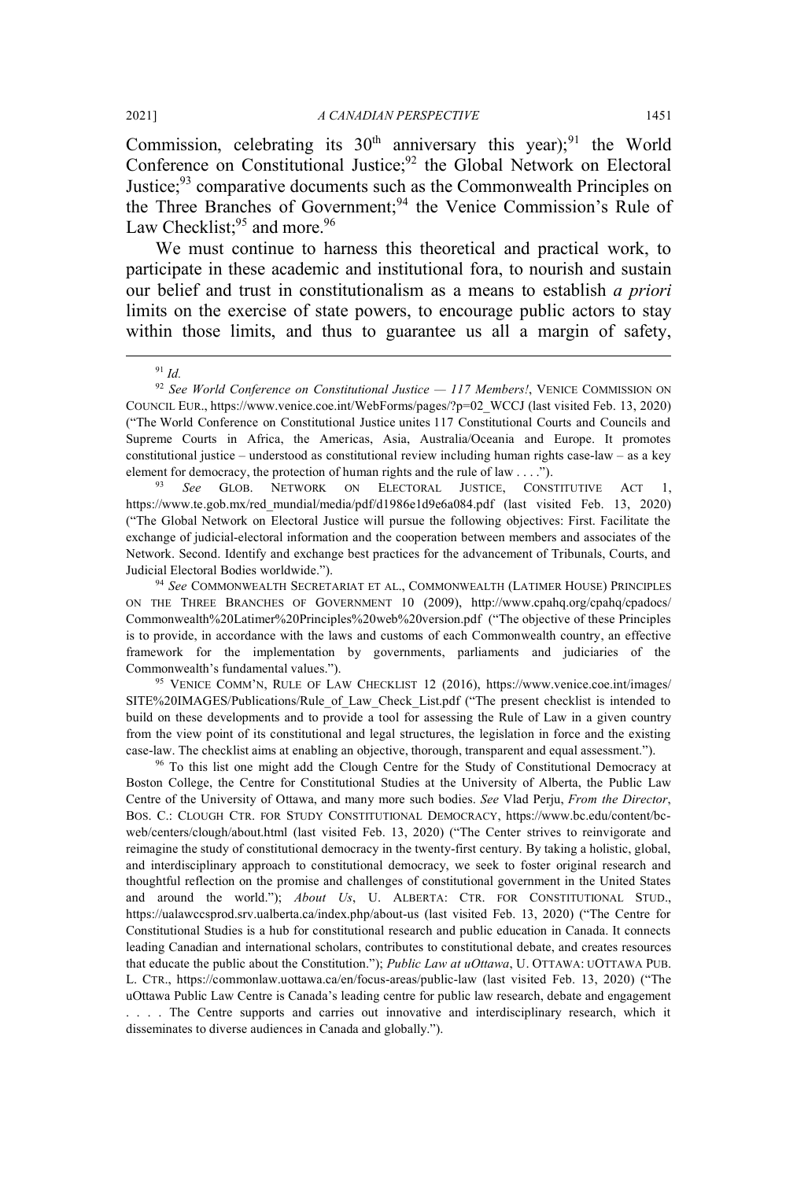Commission, celebrating its 30th anniversary this year);[91] the World Conference on Constitutional Justice;[92] the Global Network on Electoral Justice;[93] comparative documents such as the Commonwealth Principles on the Three Branches of Government;[94] the Venice Commission's Rule of Law Checklist;[95] and more.[96]

We must continue to harness this theoretical and practical work, to participate in these academic and institutional fora, to nourish and sustain our belief and trust in constitutionalism as a means to establish *a priori* limits on the exercise of state powers, to encourage public actors to stay within those limits, and thus to guarantee us all a margin of safety,

---

[91] *Id.*

[92] *See World Conference on Constitutional Justice — 117 Members!*, VENICE COMMISSION ON COUNCIL EUR., https://www.venice.coe.int/WebForms/pages/?p=02_WCCJ (last visited Feb. 13, 2020) ("The World Conference on Constitutional Justice unites 117 Constitutional Courts and Councils and Supreme Courts in Africa, the Americas, Asia, Australia/Oceania and Europe. It promotes constitutional justice – understood as constitutional review including human rights case-law – as a key element for democracy, the protection of human rights and the rule of law . . . .").

[93] *See* GLOB. NETWORK ON ELECTORAL JUSTICE, CONSTITUTIVE ACT 1, https://www.te.gob.mx/red_mundial/media/pdf/d1986e1d9e6a084.pdf (last visited Feb. 13, 2020) ("The Global Network on Electoral Justice will pursue the following objectives: First. Facilitate the exchange of judicial-electoral information and the cooperation between members and associates of the Network. Second. Identify and exchange best practices for the advancement of Tribunals, Courts, and Judicial Electoral Bodies worldwide.").

[94] *See* COMMONWEALTH SECRETARIAT ET AL., COMMONWEALTH (LATIMER HOUSE) PRINCIPLES ON THE THREE BRANCHES OF GOVERNMENT 10 (2009), http://www.cpahq.org/cpahq/cpadocs/Commonwealth%20Latimer%20Principles%20web%20version.pdf ("The objective of these Principles is to provide, in accordance with the laws and customs of each Commonwealth country, an effective framework for the implementation by governments, parliaments and judiciaries of the Commonwealth's fundamental values.").

[95] VENICE COMM'N, RULE OF LAW CHECKLIST 12 (2016), https://www.venice.coe.int/images/SITE%20IMAGES/Publications/Rule_of_Law_Check_List.pdf ("The present checklist is intended to build on these developments and to provide a tool for assessing the Rule of Law in a given country from the view point of its constitutional and legal structures, the legislation in force and the existing case-law. The checklist aims at enabling an objective, thorough, transparent and equal assessment.").

[96] To this list one might add the Clough Centre for the Study of Constitutional Democracy at Boston College, the Centre for Constitutional Studies at the University of Alberta, the Public Law Centre of the University of Ottawa, and many more such bodies. *See* Vlad Perju, *From the Director*, BOS. C.: CLOUGH CTR. FOR STUDY CONSTITUTIONAL DEMOCRACY, https://www.bc.edu/content/bc-web/centers/clough/about.html (last visited Feb. 13, 2020) ("The Center strives to reinvigorate and reimagine the study of constitutional democracy in the twenty-first century. By taking a holistic, global, and interdisciplinary approach to constitutional democracy, we seek to foster original research and thoughtful reflection on the promise and challenges of constitutional government in the United States and around the world."); *About Us*, U. ALBERTA: CTR. FOR CONSTITUTIONAL STUD., https://ualawccsprod.srv.ualberta.ca/index.php/about-us (last visited Feb. 13, 2020) ("The Centre for Constitutional Studies is a hub for constitutional research and public education in Canada. It connects leading Canadian and international scholars, contributes to constitutional debate, and creates resources that educate the public about the Constitution."); *Public Law at uOttawa*, U. OTTAWA: UOTTAWA PUB. L. CTR., https://commonlaw.uottawa.ca/en/focus-areas/public-law (last visited Feb. 13, 2020) ("The uOttawa Public Law Centre is Canada's leading centre for public law research, debate and engagement . . . . The Centre supports and carries out innovative and interdisciplinary research, which it disseminates to diverse audiences in Canada and globally.").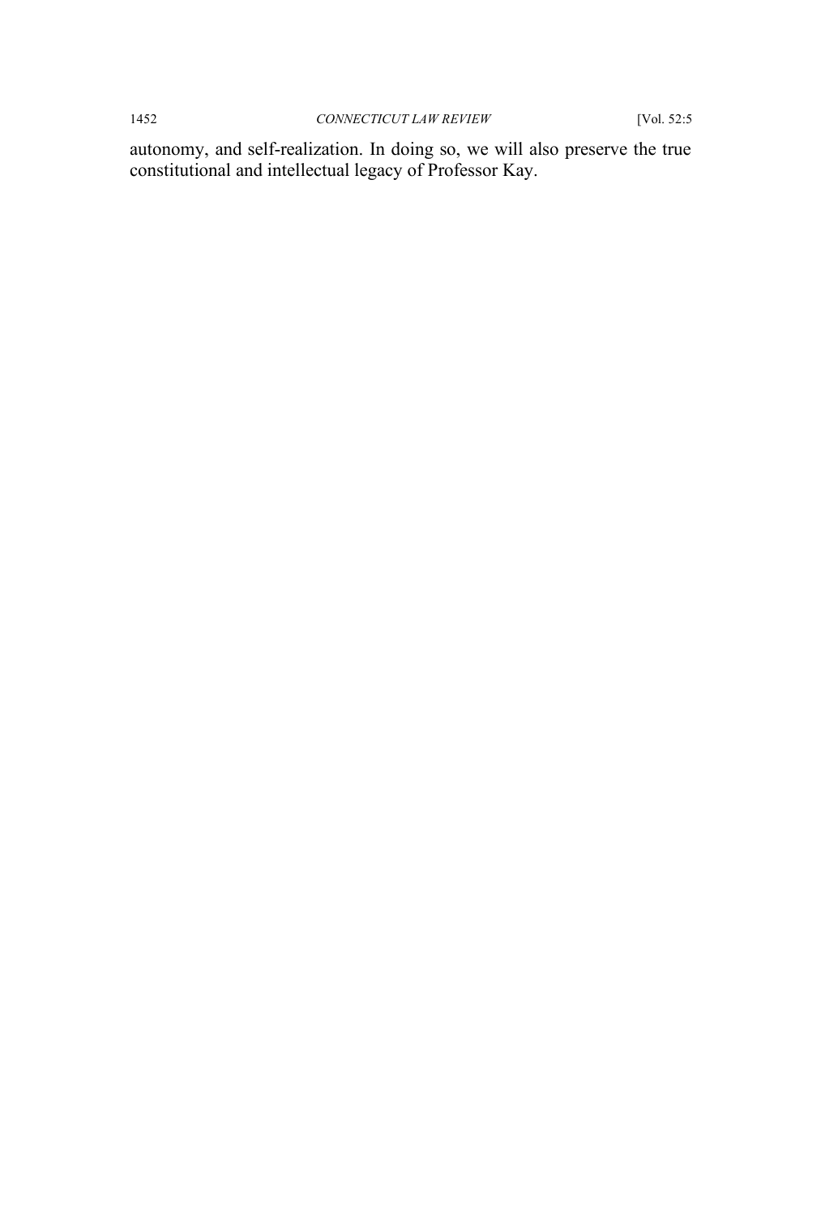autonomy, and self-realization. In doing so, we will also preserve the true constitutional and intellectual legacy of Professor Kay.